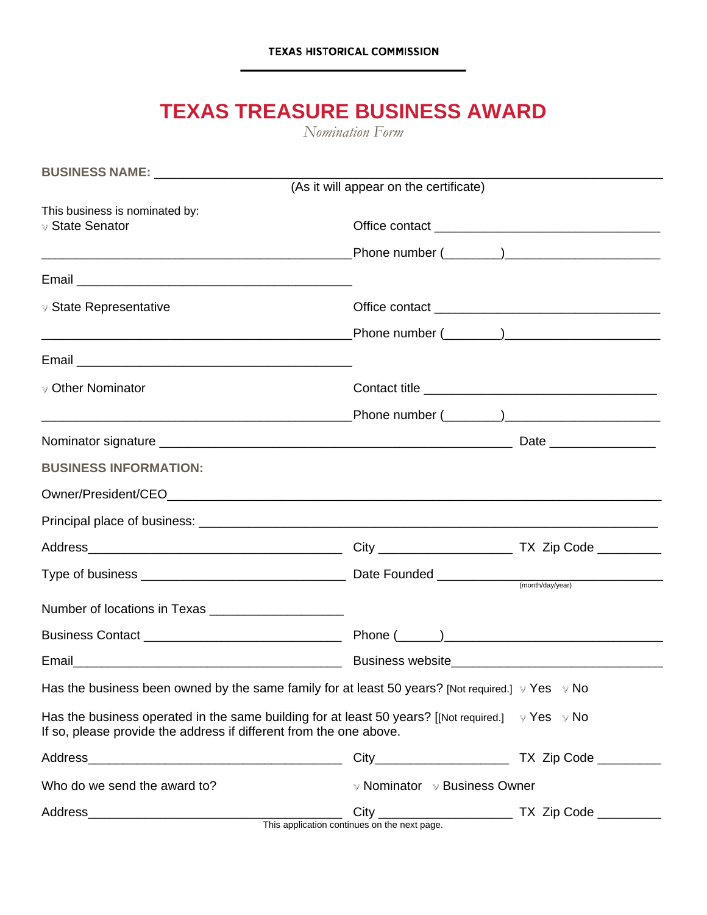TEXAS HISTORICAL COMMISSION

# TEXAS TREASURE BUSINESS AWARD

*Nomination Form*

**BUSINESS NAME:** ____________________________________________________________

(As it will appear on the certificate)

This business is nominated by:

☐ State Senator Office contact ________________________________

_____________________________________________ Phone number (________)______________________

Email ________________________________________

☐ State Representative Office contact ________________________________

_____________________________________________ Phone number (________)______________________

Email ________________________________________

☐ Other Nominator Contact title __________________________________

_____________________________________________ Phone number (________)______________________

Nominator signature ____________________________________________________ Date _______________

**BUSINESS INFORMATION:**

Owner/President/CEO_______________________________________________________________

Principal place of business: ___________________________________________________________

Address_____________________________________ City ___________________ TX Zip Code _________

Type of business _____________________________ Date Founded ______________________________
(month/day/year)

Number of locations in Texas __________________

Business Contact _____________________________ Phone (______)______________________________

Email_______________________________________ Business website_____________________________

Has the business been owned by the same family for at least 50 years? [Not required.] ☐ Yes ☐ No

Has the business operated in the same building for at least 50 years? [[Not required.] ☐ Yes ☐ No
If so, please provide the address if different from the one above.

Address_____________________________________ City___________________ TX Zip Code _________

Who do we send the award to? ☐ Nominator ☐ Business Owner

Address_____________________________________ City ___________________ TX Zip Code _________

This application continues on the next page.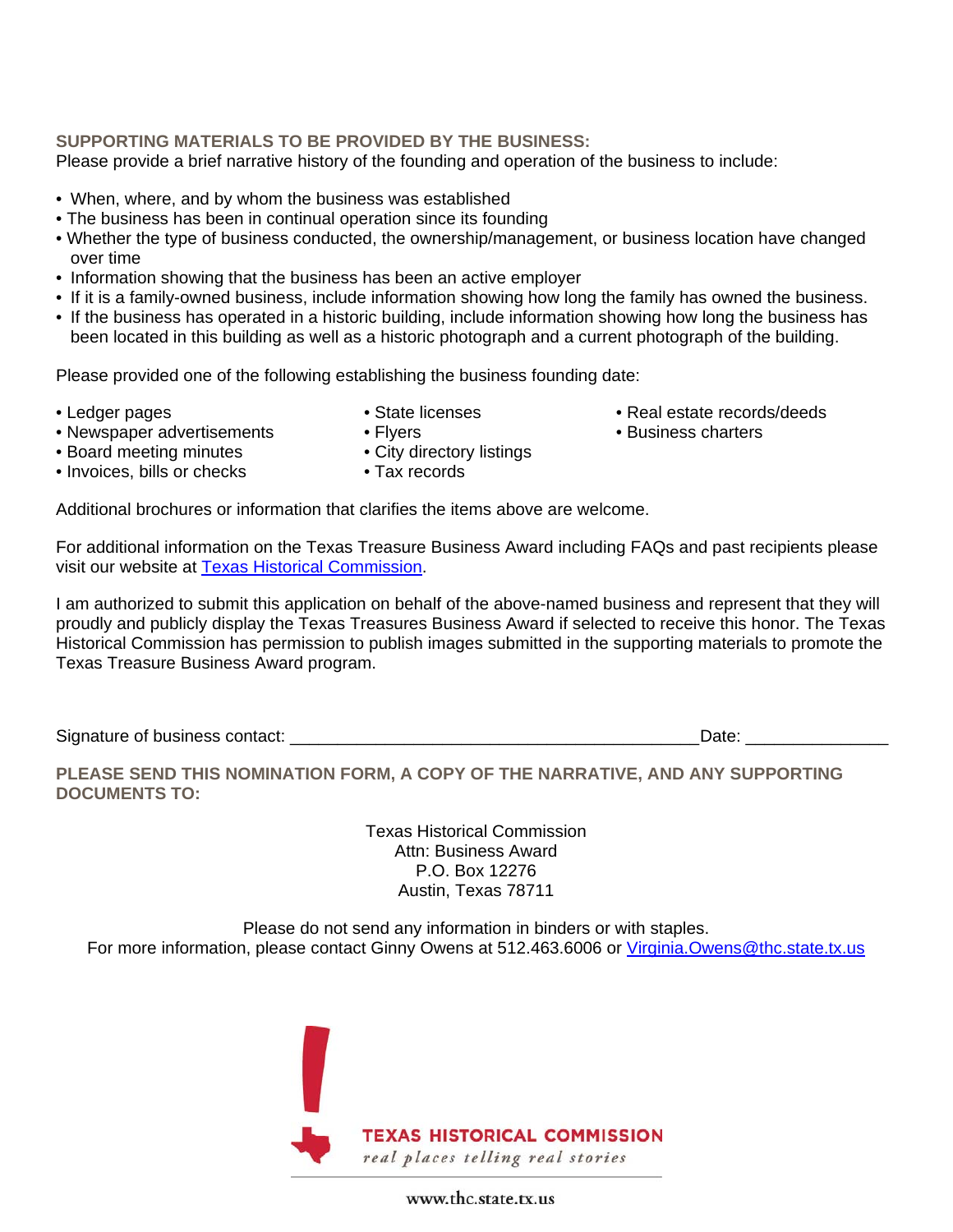**SUPPORTING MATERIALS TO BE PROVIDED BY THE BUSINESS:**

Please provide a brief narrative history of the founding and operation of the business to include:

- When, where, and by whom the business was established
- The business has been in continual operation since its founding
- Whether the type of business conducted, the ownership/management, or business location have changed over time
- Information showing that the business has been an active employer
- If it is a family-owned business, include information showing how long the family has owned the business.
- If the business has operated in a historic building, include information showing how long the business has been located in this building as well as a historic photograph and a current photograph of the building.

Please provided one of the following establishing the business founding date:

- Ledger pages
- Newspaper advertisements
- Board meeting minutes
- Invoices, bills or checks
- State licenses
- Flyers
- City directory listings
- Tax records
- Real estate records/deeds
- Business charters

Additional brochures or information that clarifies the items above are welcome.

For additional information on the Texas Treasure Business Award including FAQs and past recipients please visit our website at Texas Historical Commission.

I am authorized to submit this application on behalf of the above-named business and represent that they will proudly and publicly display the Texas Treasures Business Award if selected to receive this honor. The Texas Historical Commission has permission to publish images submitted in the supporting materials to promote the Texas Treasure Business Award program.

Signature of business contact: ___________________________________________Date: _______________

**PLEASE SEND THIS NOMINATION FORM, A COPY OF THE NARRATIVE, AND ANY SUPPORTING DOCUMENTS TO:**

Texas Historical Commission
Attn: Business Award
P.O. Box 12276
Austin, Texas 78711

Please do not send any information in binders or with staples.
For more information, please contact Ginny Owens at 512.463.6006 or Virginia.Owens@thc.state.tx.us

TEXAS HISTORICAL COMMISSION
*real places telling real stories*

www.thc.state.tx.us